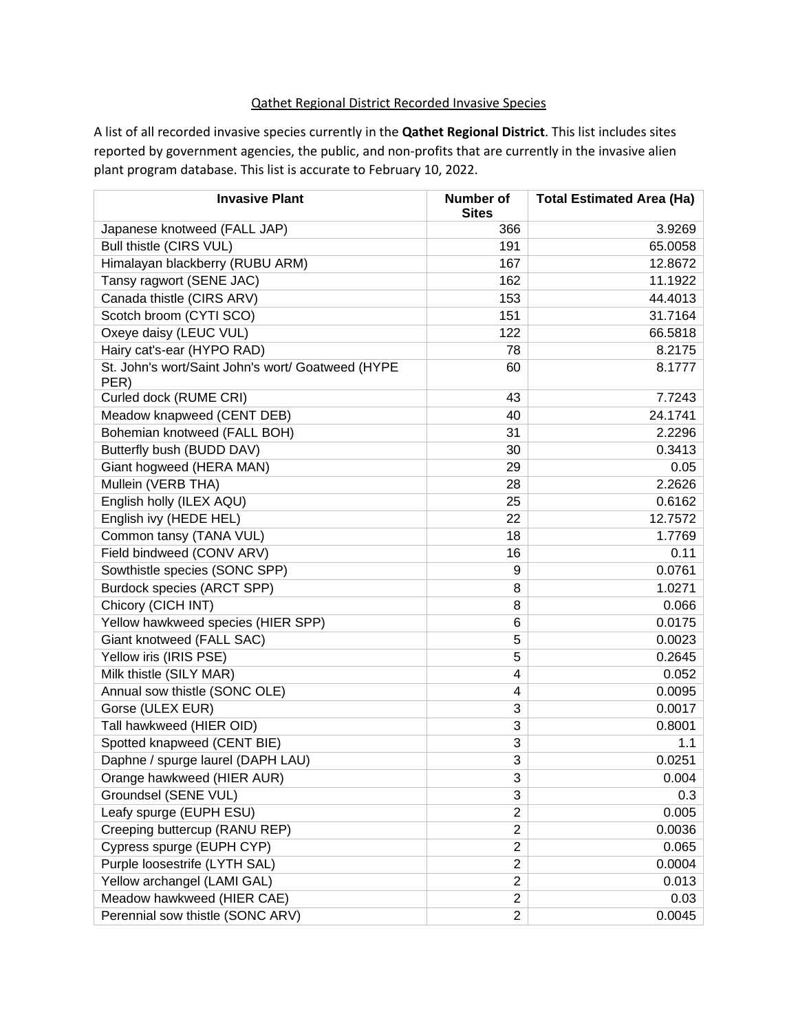Qathet Regional District Recorded Invasive Species

A list of all recorded invasive species currently in the **Qathet Regional District**. This list includes sites reported by government agencies, the public, and non-profits that are currently in the invasive alien plant program database. This list is accurate to February 10, 2022.

| Invasive Plant | Number of Sites | Total Estimated Area (Ha) |
|---|---|---|
| Japanese knotweed (FALL JAP) | 366 | 3.9269 |
| Bull thistle (CIRS VUL) | 191 | 65.0058 |
| Himalayan blackberry (RUBU ARM) | 167 | 12.8672 |
| Tansy ragwort (SENE JAC) | 162 | 11.1922 |
| Canada thistle (CIRS ARV) | 153 | 44.4013 |
| Scotch broom (CYTI SCO) | 151 | 31.7164 |
| Oxeye daisy (LEUC VUL) | 122 | 66.5818 |
| Hairy cat's-ear (HYPO RAD) | 78 | 8.2175 |
| St. John's wort/Saint John's wort/ Goatweed (HYPE PER) | 60 | 8.1777 |
| Curled dock (RUME CRI) | 43 | 7.7243 |
| Meadow knapweed (CENT DEB) | 40 | 24.1741 |
| Bohemian knotweed (FALL BOH) | 31 | 2.2296 |
| Butterfly bush (BUDD DAV) | 30 | 0.3413 |
| Giant hogweed (HERA MAN) | 29 | 0.05 |
| Mullein (VERB THA) | 28 | 2.2626 |
| English holly (ILEX AQU) | 25 | 0.6162 |
| English ivy (HEDE HEL) | 22 | 12.7572 |
| Common tansy (TANA VUL) | 18 | 1.7769 |
| Field bindweed (CONV ARV) | 16 | 0.11 |
| Sowthistle species (SONC SPP) | 9 | 0.0761 |
| Burdock species (ARCT SPP) | 8 | 1.0271 |
| Chicory (CICH INT) | 8 | 0.066 |
| Yellow hawkweed species (HIER SPP) | 6 | 0.0175 |
| Giant knotweed (FALL SAC) | 5 | 0.0023 |
| Yellow iris (IRIS PSE) | 5 | 0.2645 |
| Milk thistle (SILY MAR) | 4 | 0.052 |
| Annual sow thistle (SONC OLE) | 4 | 0.0095 |
| Gorse (ULEX EUR) | 3 | 0.0017 |
| Tall hawkweed (HIER OID) | 3 | 0.8001 |
| Spotted knapweed (CENT BIE) | 3 | 1.1 |
| Daphne / spurge laurel (DAPH LAU) | 3 | 0.0251 |
| Orange hawkweed (HIER AUR) | 3 | 0.004 |
| Groundsel (SENE VUL) | 3 | 0.3 |
| Leafy spurge (EUPH ESU) | 2 | 0.005 |
| Creeping buttercup (RANU REP) | 2 | 0.0036 |
| Cypress spurge (EUPH CYP) | 2 | 0.065 |
| Purple loosestrife (LYTH SAL) | 2 | 0.0004 |
| Yellow archangel (LAMI GAL) | 2 | 0.013 |
| Meadow hawkweed (HIER CAE) | 2 | 0.03 |
| Perennial sow thistle (SONC ARV) | 2 | 0.0045 |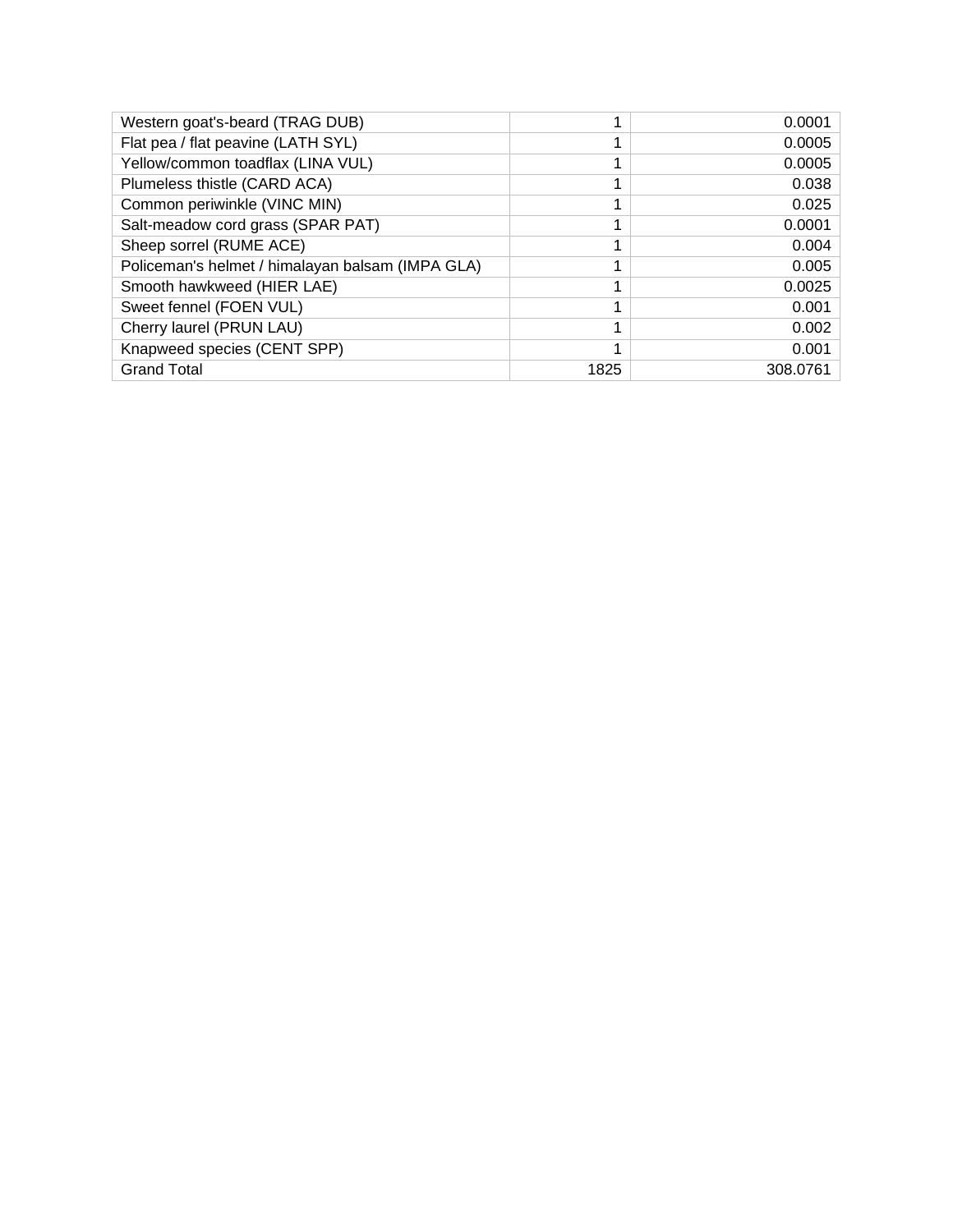| | | |
|---|---|---|
| Western goat's-beard (TRAG DUB) | 1 | 0.0001 |
| Flat pea / flat peavine (LATH SYL) | 1 | 0.0005 |
| Yellow/common toadflax (LINA VUL) | 1 | 0.0005 |
| Plumeless thistle (CARD ACA) | 1 | 0.038 |
| Common periwinkle (VINC MIN) | 1 | 0.025 |
| Salt-meadow cord grass (SPAR PAT) | 1 | 0.0001 |
| Sheep sorrel (RUME ACE) | 1 | 0.004 |
| Policeman's helmet / himalayan balsam (IMPA GLA) | 1 | 0.005 |
| Smooth hawkweed (HIER LAE) | 1 | 0.0025 |
| Sweet fennel (FOEN VUL) | 1 | 0.001 |
| Cherry laurel (PRUN LAU) | 1 | 0.002 |
| Knapweed species (CENT SPP) | 1 | 0.001 |
| Grand Total | 1825 | 308.0761 |